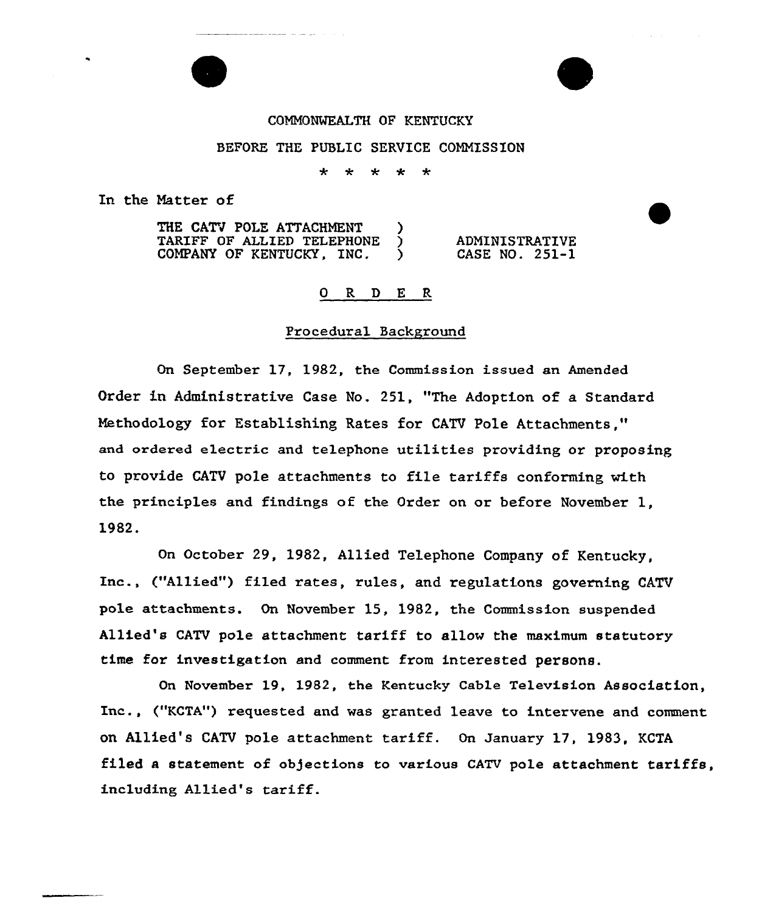COMMONWEALTH OF KENTUCKY

BEFORE THE PUBLIC SERVICE COMMISSION

\* \* \* \* \*

In the Matter of

| | | |
|---|---|---|
| THE CATV POLE ATTACHMENT TARIFF OF ALLIED TELEPHONE COMPANY OF KENTUCKY, INC. | ) ) ) | ADMINISTRATIVE CASE NO. 251-1 |

# O R D E R

## Procedural Background

On September 17, 1982, the Commission issued an Amended Order in Administrative Case No. 251, "The Adoption of a Standard Methodology for Establishing Rates for CATV Pole Attachments," and ordered electric and telephone utilities providing or proposing to provide CATV pole attachments to file tariffs conforming with the principles and findings of the Order on or before November 1, 1982.

On October 29, 1982, Allied Telephone Company of Kentucky, Inc., ("Allied") filed rates, rules, and regulations governing CATV pole attachments. On November 15, 1982, the Commission suspended Allied's CATV pole attachment tariff to allow the maximum statutory time for investigation and comment from interested persons.

On November 19, 1982, the Kentucky Cable Television Association, Inc., ("KCTA") requested and was granted leave to intervene and comment on Allied's CATV pole attachment tariff. On January 17, 1983, KCTA filed a statement of objections to various CATV pole attachment tariffs, including Allied's tariff.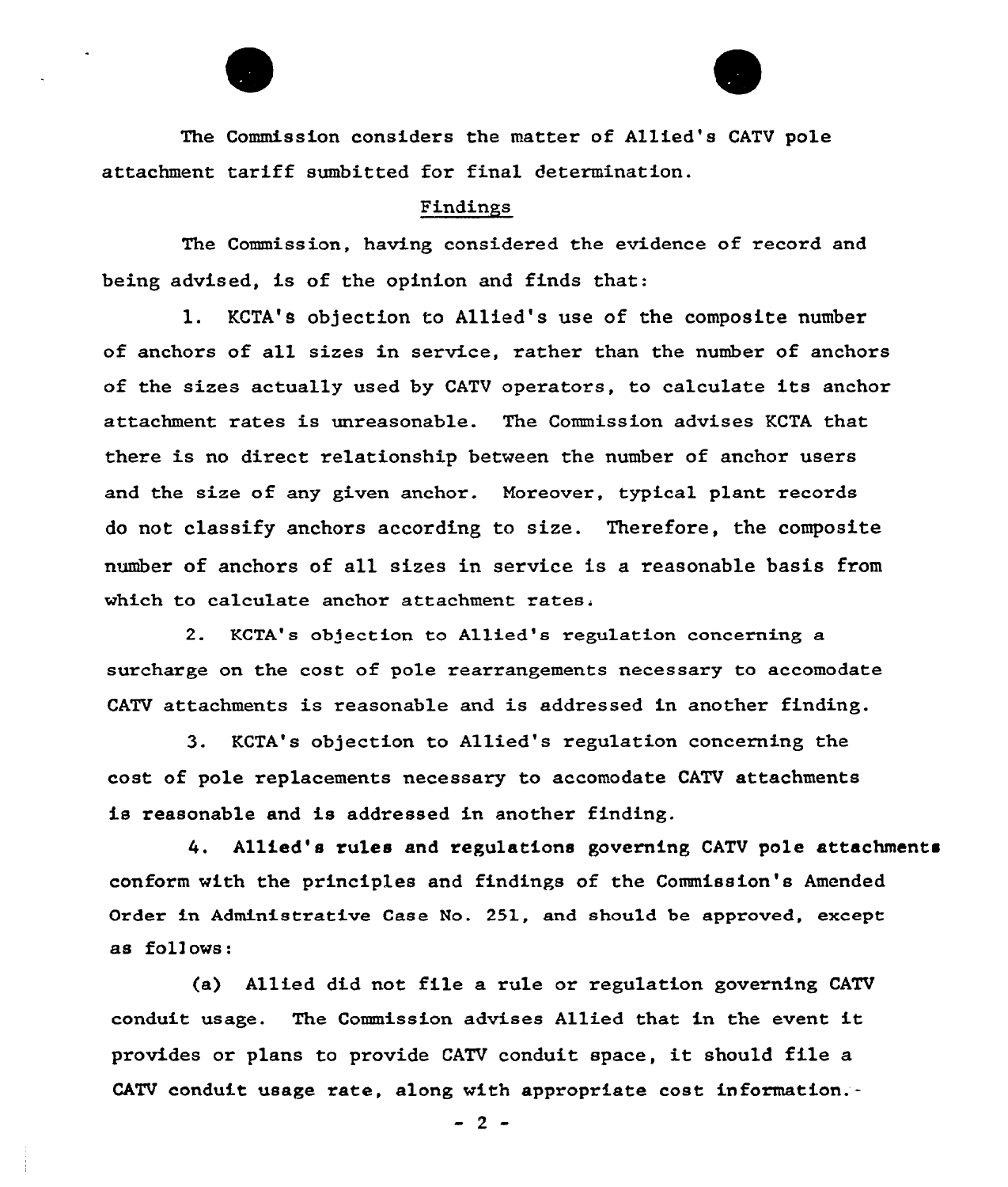The Commission considers the matter of Allied's CATV pole attachment tariff sumbitted for final determination.

## Findings

The Commission, having considered the evidence of record and being advised, is of the opinion and finds that:

1. KCTA's objection to Allied's use of the composite number of anchors of all sizes in service, rather than the number of anchors of the sizes actually used by CATV operators, to calculate its anchor attachment rates is unreasonable. The Commission advises KCTA that there is no direct relationship between the number of anchor users and the size of any given anchor. Moreover, typical plant records do not classify anchors according to size. Therefore, the composite number of anchors of all sizes in service is a reasonable basis from which to calculate anchor attachment rates.

2. KCTA's objection to Allied's regulation concerning a surcharge on the cost of pole rearrangements necessary to accomodate CATV attachments is reasonable and is addressed in another finding.

3. KCTA's objection to Allied's regulation concerning the cost of pole replacements necessary to accomodate CATV attachments is reasonable and is addressed in another finding.

4. Allied's rules and regulations governing CATV pole attachments conform with the principles and findings of the Commission's Amended Order in Administrative Case No. 251, and should be approved, except as follows:

(a) Allied did not file a rule or regulation governing CATV conduit usage. The Commission advises Allied that in the event it provides or plans to provide CATV conduit space, it should file a CATV conduit usage rate, along with appropriate cost information.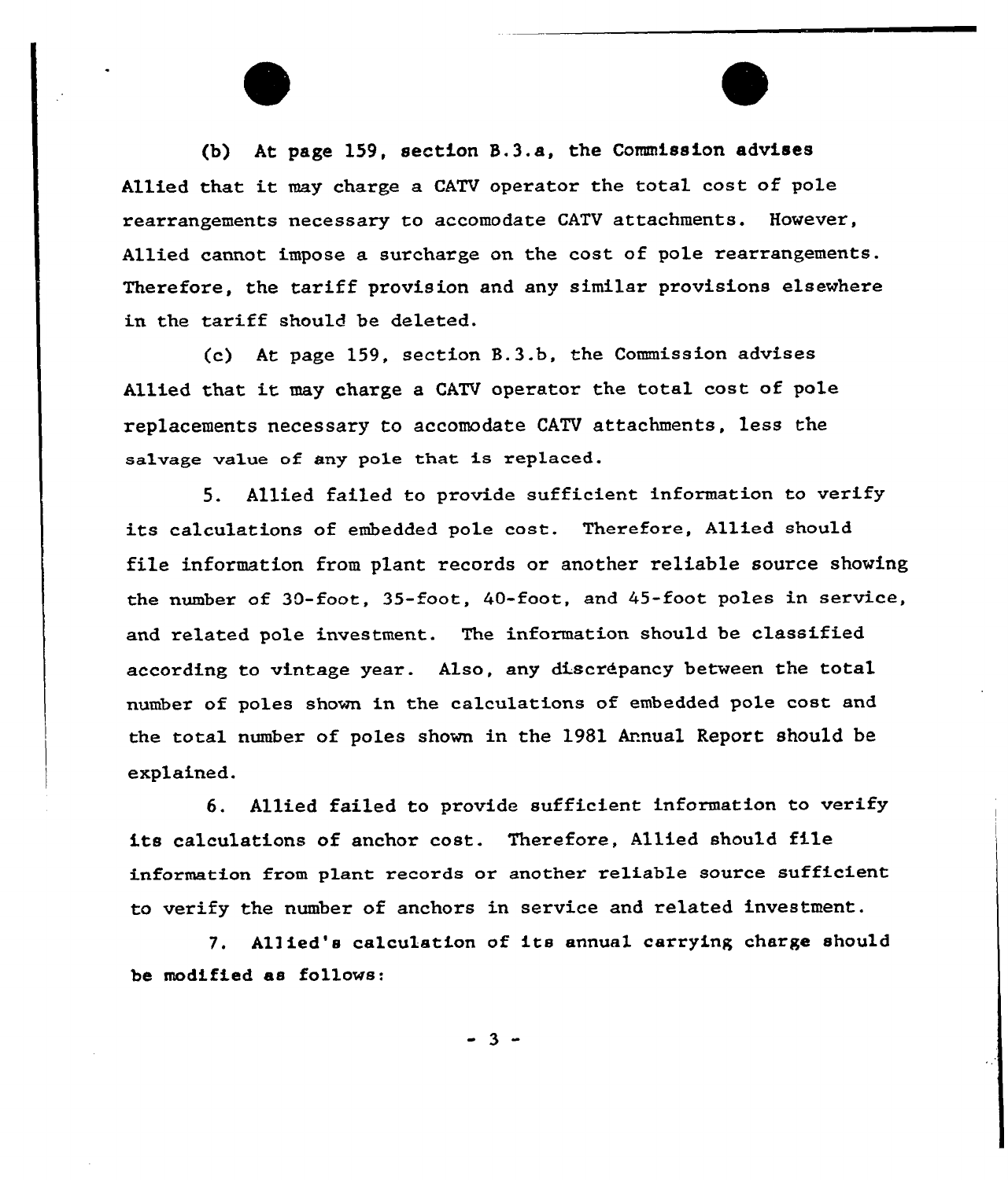(b) At page 159, section B.3.a, the Commission advises Allied that it may charge a CATV operator the total cost of pole rearrangements necessary to accomodate CATV attachments. However, Allied cannot impose a surcharge on the cost of pole rearrangements. Therefore, the tariff provision and any similar provisions elsewhere in the tariff should be deleted.

(c) At page 159, section B.3.b, the Commission advises Allied that it may charge a CATV operator the total cost of pole replacements necessary to accomodate CATV attachments, less the salvage value of any pole that is replaced.

5. Allied failed to provide sufficient information to verify its calculations of embedded pole cost. Therefore, Allied should file information from plant records or another reliable source showing the number of 30-foot, 35-foot, 40-foot, and 45-foot poles in service, and related pole investment. The information should be classified according to vintage year. Also, any discrépancy between the total number of poles shown in the calculations of embedded pole cost and the total number of poles shown in the 1981 Annual Report should be explained.

6. Allied failed to provide sufficient information to verify its calculations of anchor cost. Therefore, Allied should file information from plant records or another reliable source sufficient to verify the number of anchors in service and related investment.

7. Allied's calculation of its annual carrying charge should be modified as follows: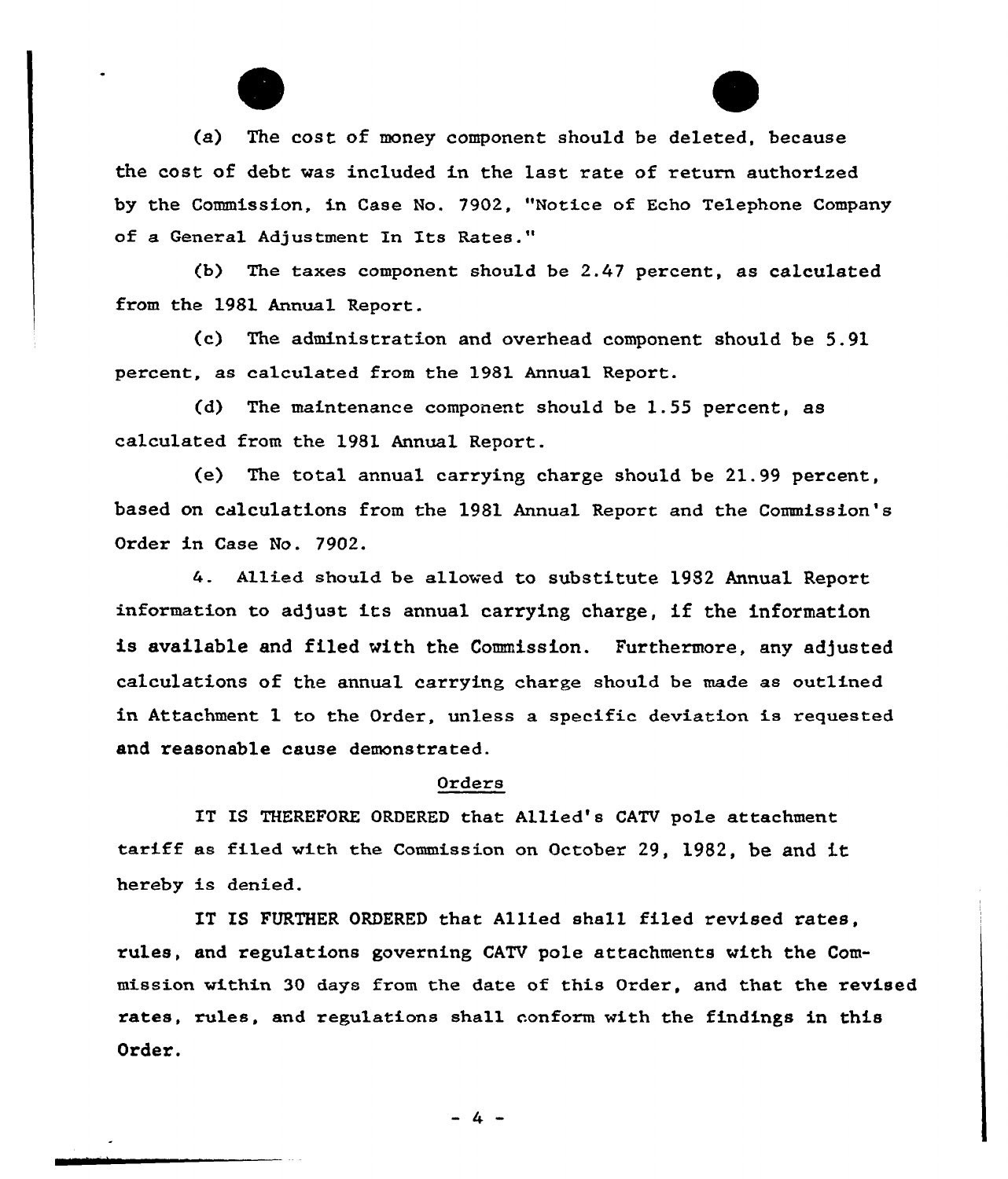(a) The cost of money component should be deleted, because the cost of debt was included in the last rate of return authorized by the Commission, in Case No. 7902, "Notice of Echo Telephone Company of a General Adjustment In Its Rates."

(b) The taxes component should be 2.47 percent, as calculated from the 1981 Annual Report.

(c) The administration and overhead component should be 5.91 percent, as calculated from the 1981 Annual Report.

(d) The maintenance component should be 1.55 percent, as calculated from the 1981 Annual Report.

(e) The total annual carrying charge should be 21.99 percent, based on calculations from the 1981 Annual Report and the Commission's Order in Case No. 7902.

4. Allied should be allowed to substitute 1982 Annual Report information to adjust its annual carrying charge, if the information is available and filed with the Commission. Furthermore, any adjusted calculations of the annual carrying charge should be made as outlined in Attachment 1 to the Order, unless a specific deviation is requested and reasonable cause demonstrated.

## Orders

IT IS THEREFORE ORDERED that Allied's CATV pole attachment tariff as filed with the Commission on October 29, 1982, be and it hereby is denied.

IT IS FURTHER ORDERED that Allied shall filed revised rates, rules, and regulations governing CATV pole attachments with the Commission within 30 days from the date of this Order, and that the revised rates, rules, and regulations shall conform with the findings in this Order.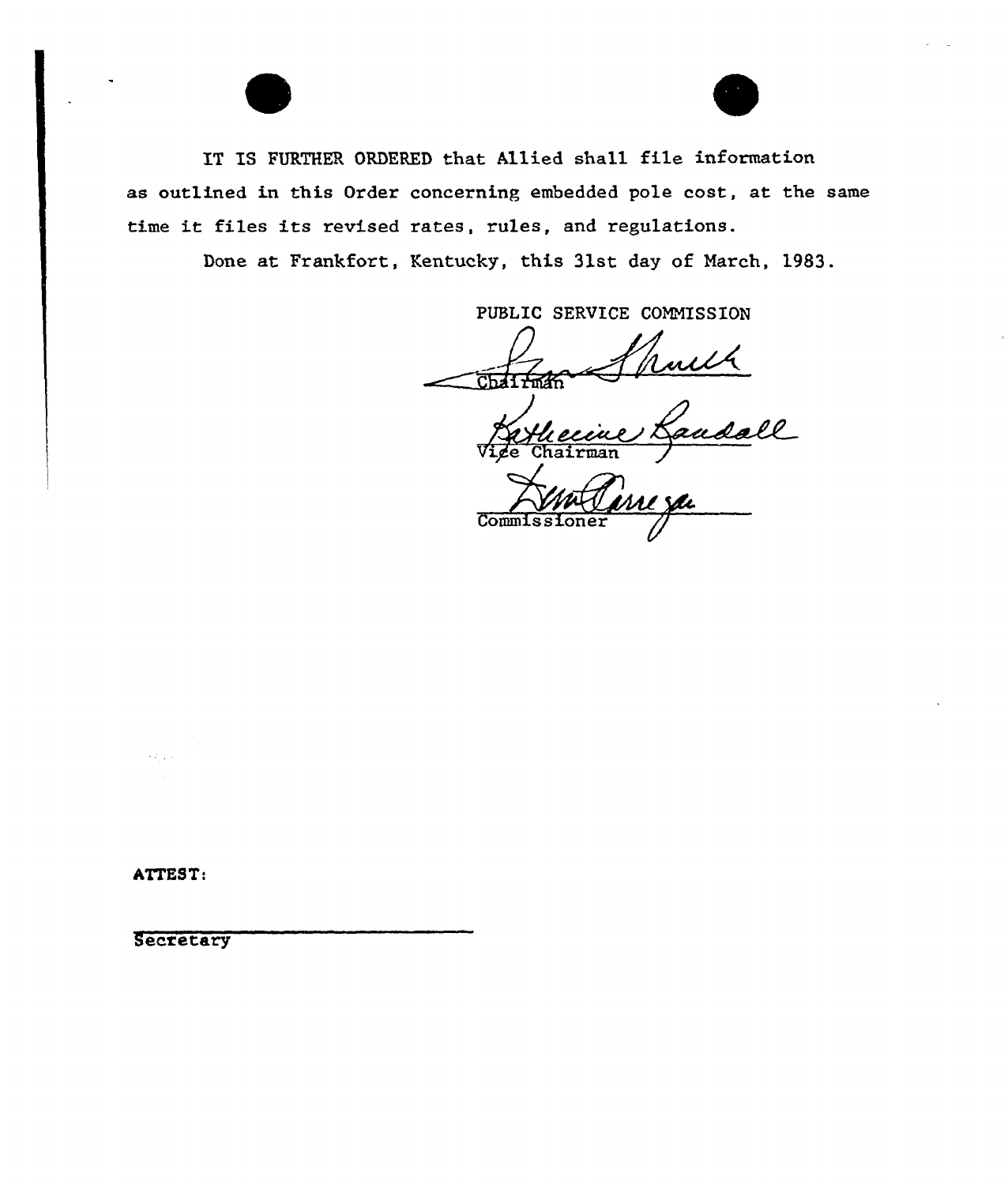IT IS FURTHER ORDERED that Allied shall file information as outlined in this Order concerning embedded pole cost, at the same time it files its revised rates, rules, and regulations.

Done at Frankfort, Kentucky, this 31st day of March, 1983.

PUBLIC SERVICE COMMISSION

Chairman

Vice Chairman

Commissioner

ATTEST:

Secretary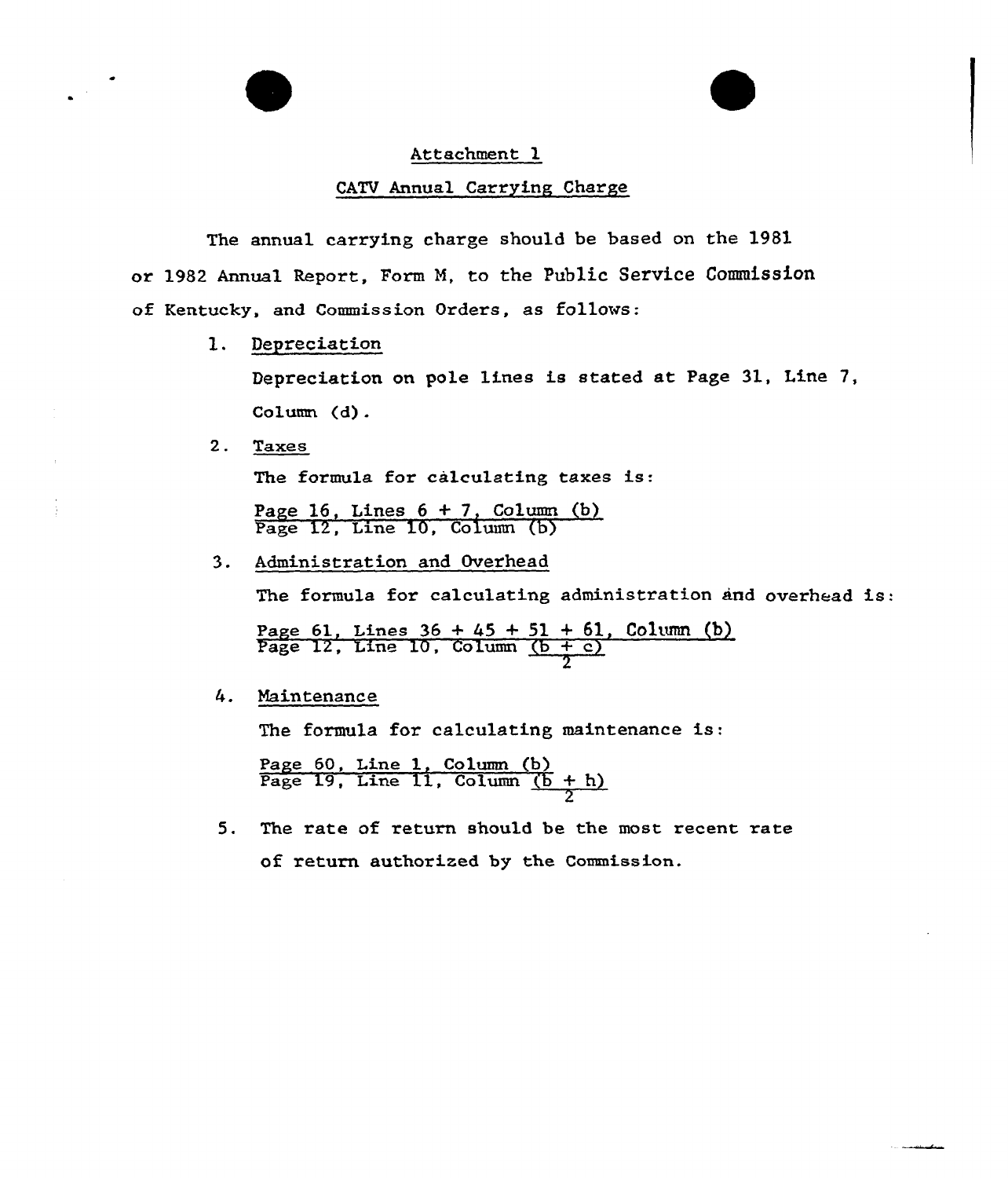## Attachment 1

### CATV Annual Carrying Charge

The annual carrying charge should be based on the 1981 or 1982 Annual Report, Form M, to the Public Service Commission of Kentucky, and Commission Orders, as follows:

1. Depreciation

   Depreciation on pole lines is stated at Page 31, Line 7, Column (d).

2. Taxes

   The formula for calculating taxes is:

   $$\frac{\text{Page 16, Lines } 6 + 7\text{, Column (b)}}{\text{Page 12, Line 10, Column (b)}}$$

3. Administration and Overhead

   The formula for calculating administration and overhead is:

   $$\frac{\text{Page 61, Lines } 36 + 45 + 51 + 61\text{, Column (b)}}{\text{Page 12, Line 10, Column } \frac{(b + c)}{2}}$$

4. Maintenance

   The formula for calculating maintenance is:

   $$\frac{\text{Page 60, Line 1, Column (b)}}{\text{Page 19, Line 11, Column } \frac{(b + h)}{2}}$$

5. The rate of return should be the most recent rate of return authorized by the Commission.